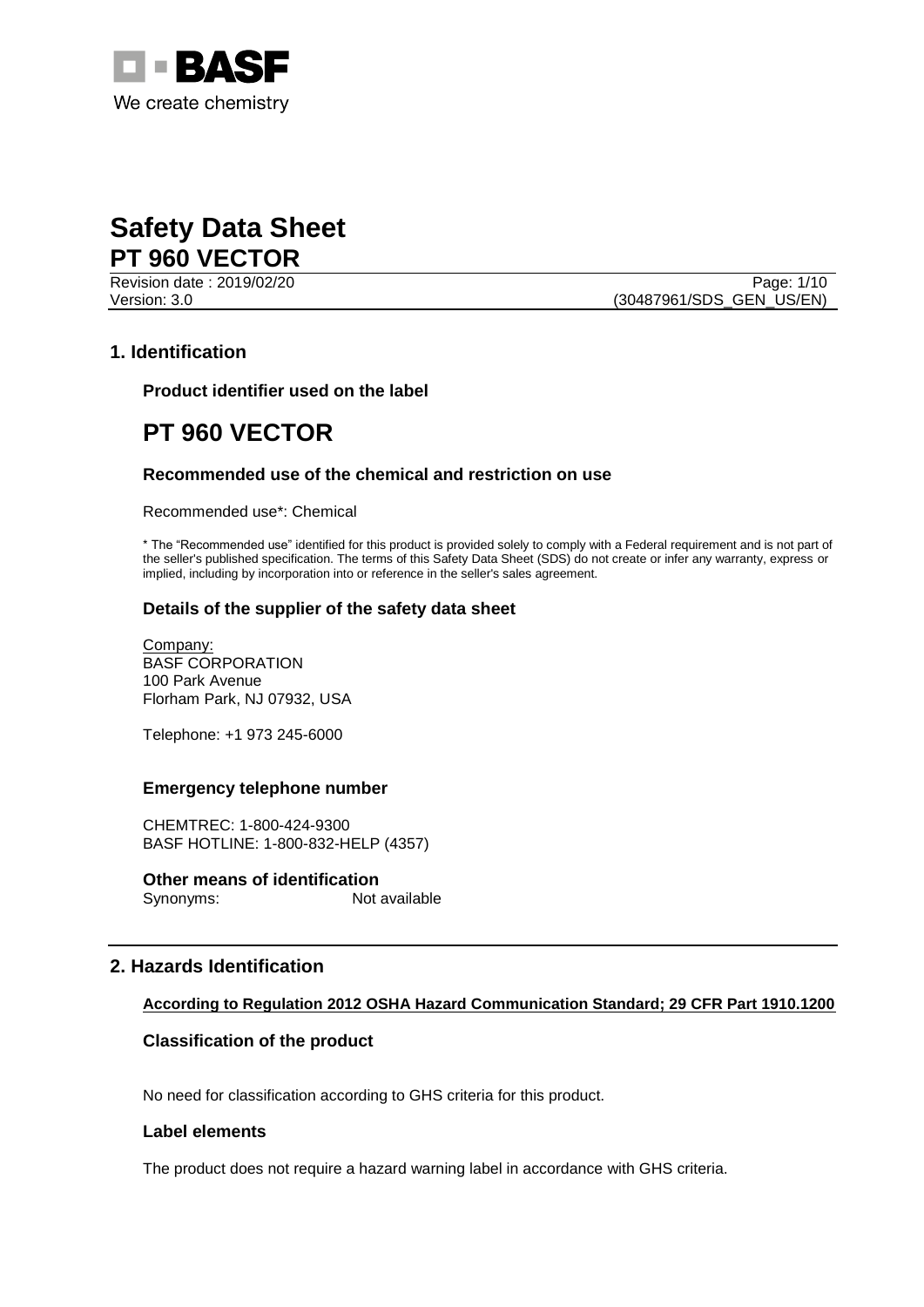# Safety Data Sheet

## PT 960 VECTOR

Revision date : 2019/02/20

Version: 3.0 (30487961/SDS_GEN_US/EN)

## 1. Identification

### Product identifier used on the label

# PT 960 VECTOR

### Recommended use of the chemical and restriction on use

Recommended use*: Chemical

* The "Recommended use" identified for this product is provided solely to comply with a Federal requirement and is not part of the seller's published specification. The terms of this Safety Data Sheet (SDS) do not create or infer any warranty, express or implied, including by incorporation into or reference in the seller's sales agreement.

### Details of the supplier of the safety data sheet

Company:
BASF CORPORATION
100 Park Avenue
Florham Park, NJ 07932, USA

Telephone: +1 973 245-6000

### Emergency telephone number

CHEMTREC: 1-800-424-9300
BASF HOTLINE: 1-800-832-HELP (4357)

### Other means of identification

Synonyms: Not available

## 2. Hazards Identification

**According to Regulation 2012 OSHA Hazard Communication Standard; 29 CFR Part 1910.1200**

### Classification of the product

No need for classification according to GHS criteria for this product.

### Label elements

The product does not require a hazard warning label in accordance with GHS criteria.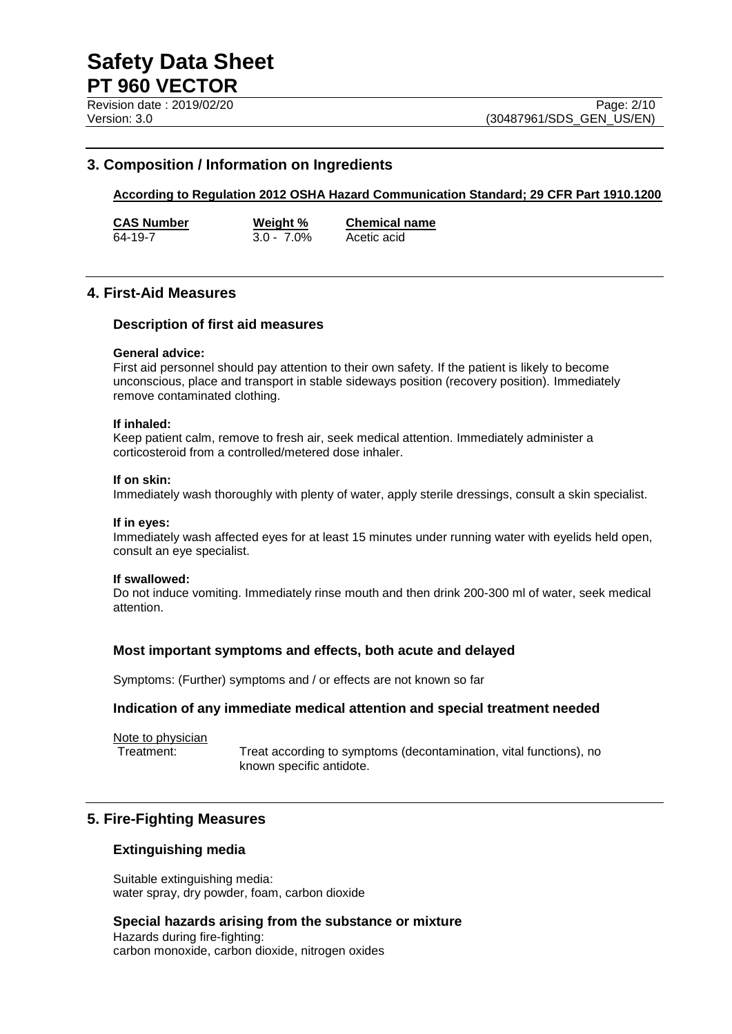## 3. Composition / Information on Ingredients

**According to Regulation 2012 OSHA Hazard Communication Standard; 29 CFR Part 1910.1200**

| CAS Number | Weight % | Chemical name |
| --- | --- | --- |
| 64-19-7 | 3.0 - 7.0% | Acetic acid |

## 4. First-Aid Measures

### Description of first aid measures

**General advice:**
First aid personnel should pay attention to their own safety. If the patient is likely to become unconscious, place and transport in stable sideways position (recovery position). Immediately remove contaminated clothing.

**If inhaled:**
Keep patient calm, remove to fresh air, seek medical attention. Immediately administer a corticosteroid from a controlled/metered dose inhaler.

**If on skin:**
Immediately wash thoroughly with plenty of water, apply sterile dressings, consult a skin specialist.

**If in eyes:**
Immediately wash affected eyes for at least 15 minutes under running water with eyelids held open, consult an eye specialist.

**If swallowed:**
Do not induce vomiting. Immediately rinse mouth and then drink 200-300 ml of water, seek medical attention.

### Most important symptoms and effects, both acute and delayed

Symptoms: (Further) symptoms and / or effects are not known so far

### Indication of any immediate medical attention and special treatment needed

Note to physician

Treatment: Treat according to symptoms (decontamination, vital functions), no known specific antidote.

## 5. Fire-Fighting Measures

### Extinguishing media

Suitable extinguishing media:
water spray, dry powder, foam, carbon dioxide

### Special hazards arising from the substance or mixture

Hazards during fire-fighting:
carbon monoxide, carbon dioxide, nitrogen oxides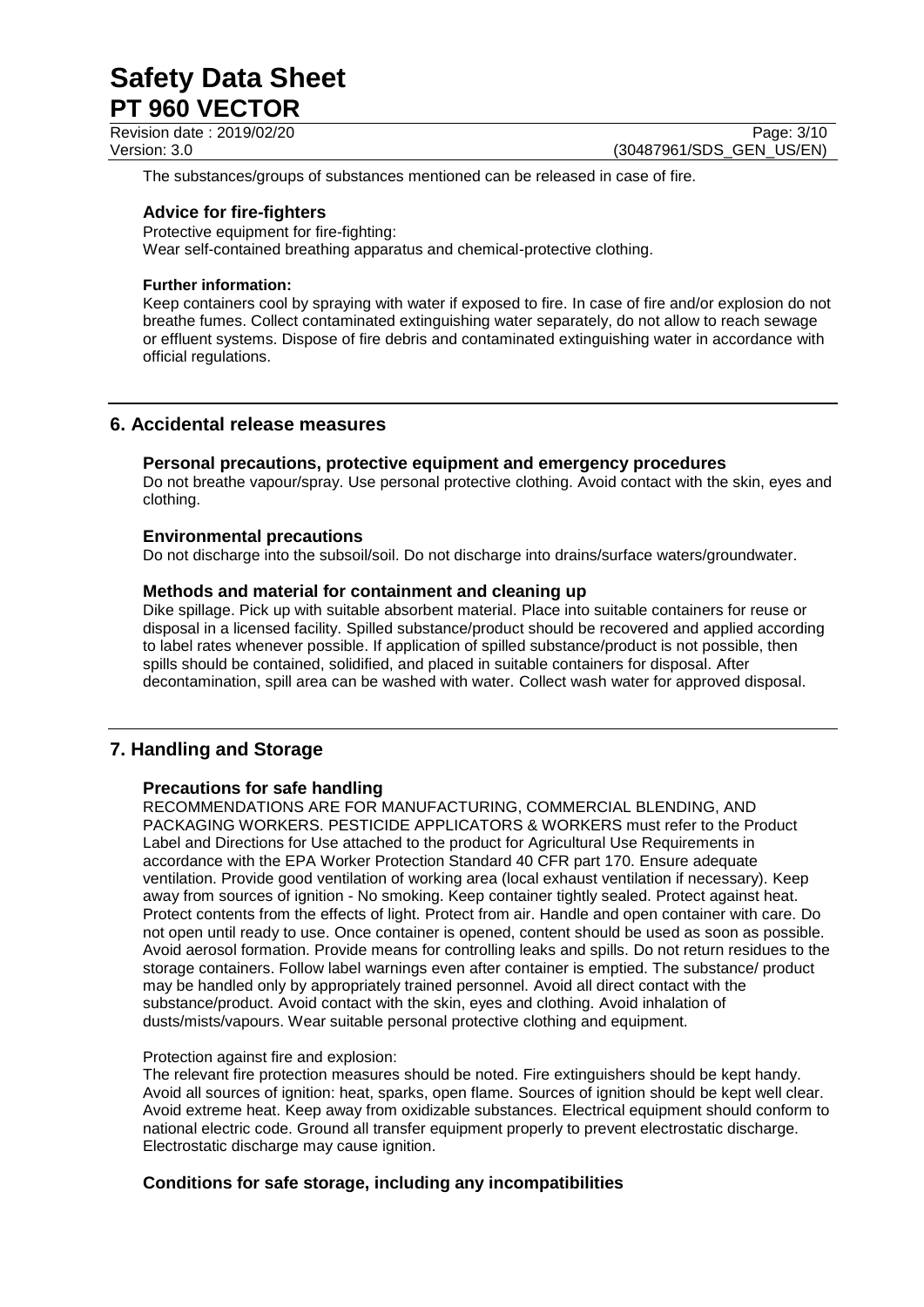The substances/groups of substances mentioned can be released in case of fire.

### Advice for fire-fighters

Protective equipment for fire-fighting:
Wear self-contained breathing apparatus and chemical-protective clothing.

**Further information:**

Keep containers cool by spraying with water if exposed to fire. In case of fire and/or explosion do not breathe fumes. Collect contaminated extinguishing water separately, do not allow to reach sewage or effluent systems. Dispose of fire debris and contaminated extinguishing water in accordance with official regulations.

## 6. Accidental release measures

### Personal precautions, protective equipment and emergency procedures

Do not breathe vapour/spray. Use personal protective clothing. Avoid contact with the skin, eyes and clothing.

### Environmental precautions

Do not discharge into the subsoil/soil. Do not discharge into drains/surface waters/groundwater.

### Methods and material for containment and cleaning up

Dike spillage. Pick up with suitable absorbent material. Place into suitable containers for reuse or disposal in a licensed facility. Spilled substance/product should be recovered and applied according to label rates whenever possible. If application of spilled substance/product is not possible, then spills should be contained, solidified, and placed in suitable containers for disposal. After decontamination, spill area can be washed with water. Collect wash water for approved disposal.

## 7. Handling and Storage

### Precautions for safe handling

RECOMMENDATIONS ARE FOR MANUFACTURING, COMMERCIAL BLENDING, AND PACKAGING WORKERS. PESTICIDE APPLICATORS & WORKERS must refer to the Product Label and Directions for Use attached to the product for Agricultural Use Requirements in accordance with the EPA Worker Protection Standard 40 CFR part 170. Ensure adequate ventilation. Provide good ventilation of working area (local exhaust ventilation if necessary). Keep away from sources of ignition - No smoking. Keep container tightly sealed. Protect against heat. Protect contents from the effects of light. Protect from air. Handle and open container with care. Do not open until ready to use. Once container is opened, content should be used as soon as possible. Avoid aerosol formation. Provide means for controlling leaks and spills. Do not return residues to the storage containers. Follow label warnings even after container is emptied. The substance/ product may be handled only by appropriately trained personnel. Avoid all direct contact with the substance/product. Avoid contact with the skin, eyes and clothing. Avoid inhalation of dusts/mists/vapours. Wear suitable personal protective clothing and equipment.

Protection against fire and explosion:

The relevant fire protection measures should be noted. Fire extinguishers should be kept handy. Avoid all sources of ignition: heat, sparks, open flame. Sources of ignition should be kept well clear. Avoid extreme heat. Keep away from oxidizable substances. Electrical equipment should conform to national electric code. Ground all transfer equipment properly to prevent electrostatic discharge. Electrostatic discharge may cause ignition.

### Conditions for safe storage, including any incompatibilities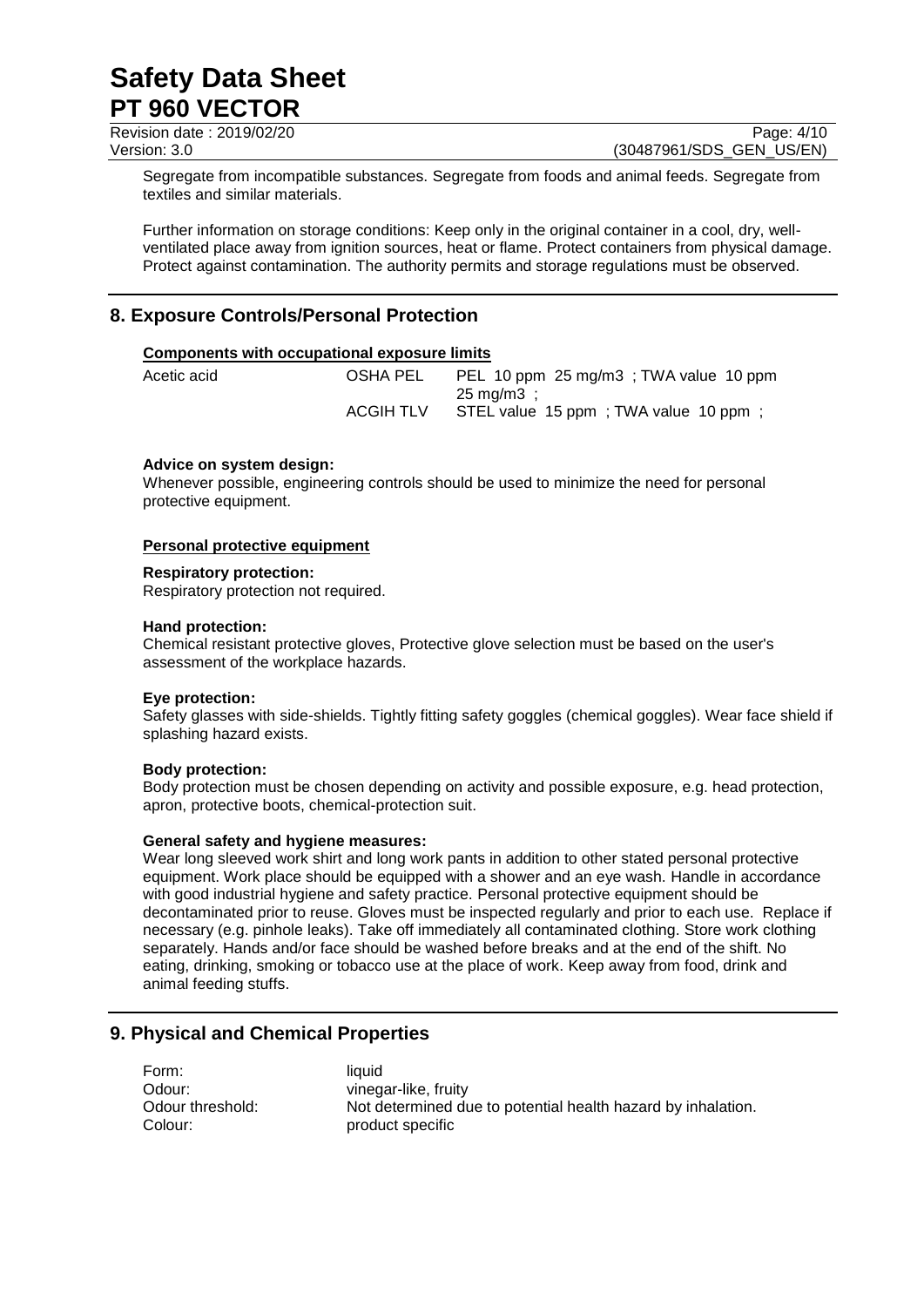Segregate from incompatible substances. Segregate from foods and animal feeds. Segregate from textiles and similar materials.

Further information on storage conditions: Keep only in the original container in a cool, dry, well-ventilated place away from ignition sources, heat or flame. Protect containers from physical damage. Protect against contamination. The authority permits and storage regulations must be observed.

## 8. Exposure Controls/Personal Protection

**Components with occupational exposure limits**

| | | |
|---|---|---|
| Acetic acid | OSHA PEL | PEL 10 ppm 25 mg/m3 ; TWA value 10 ppm 25 mg/m3 ; |
| | ACGIH TLV | STEL value 15 ppm ; TWA value 10 ppm ; |

**Advice on system design:**
Whenever possible, engineering controls should be used to minimize the need for personal protective equipment.

**Personal protective equipment**

**Respiratory protection:**
Respiratory protection not required.

**Hand protection:**
Chemical resistant protective gloves, Protective glove selection must be based on the user's assessment of the workplace hazards.

**Eye protection:**
Safety glasses with side-shields. Tightly fitting safety goggles (chemical goggles). Wear face shield if splashing hazard exists.

**Body protection:**
Body protection must be chosen depending on activity and possible exposure, e.g. head protection, apron, protective boots, chemical-protection suit.

**General safety and hygiene measures:**
Wear long sleeved work shirt and long work pants in addition to other stated personal protective equipment. Work place should be equipped with a shower and an eye wash. Handle in accordance with good industrial hygiene and safety practice. Personal protective equipment should be decontaminated prior to reuse. Gloves must be inspected regularly and prior to each use. Replace if necessary (e.g. pinhole leaks). Take off immediately all contaminated clothing. Store work clothing separately. Hands and/or face should be washed before breaks and at the end of the shift. No eating, drinking, smoking or tobacco use at the place of work. Keep away from food, drink and animal feeding stuffs.

## 9. Physical and Chemical Properties

| | |
|---|---|
| Form: | liquid |
| Odour: | vinegar-like, fruity |
| Odour threshold: | Not determined due to potential health hazard by inhalation. |
| Colour: | product specific |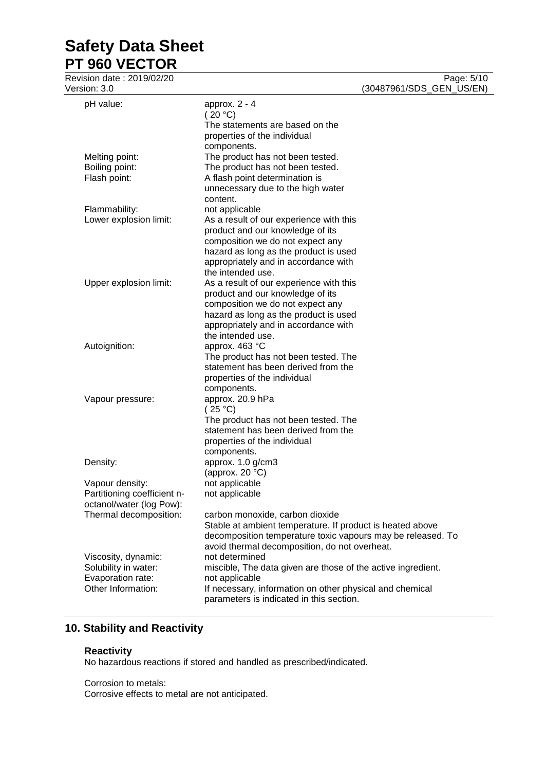| | |
|---|---|
| pH value: | approx. 2 - 4<br>( 20 °C)<br>The statements are based on the properties of the individual components. |
| Melting point: | The product has not been tested. |
| Boiling point: | The product has not been tested. |
| Flash point: | A flash point determination is unnecessary due to the high water content. |
| Flammability: | not applicable |
| Lower explosion limit: | As a result of our experience with this product and our knowledge of its composition we do not expect any hazard as long as the product is used appropriately and in accordance with the intended use. |
| Upper explosion limit: | As a result of our experience with this product and our knowledge of its composition we do not expect any hazard as long as the product is used appropriately and in accordance with the intended use. |
| Autoignition: | approx. 463 °C<br>The product has not been tested. The statement has been derived from the properties of the individual components. |
| Vapour pressure: | approx. 20.9 hPa<br>( 25 °C)<br>The product has not been tested. The statement has been derived from the properties of the individual components. |
| Density: | approx. 1.0 g/cm3<br>(approx. 20 °C) |
| Vapour density: | not applicable |
| Partitioning coefficient n-octanol/water (log Pow): | not applicable |
| Thermal decomposition: | carbon monoxide, carbon dioxide<br>Stable at ambient temperature. If product is heated above decomposition temperature toxic vapours may be released. To avoid thermal decomposition, do not overheat. |
| Viscosity, dynamic: | not determined |
| Solubility in water: | miscible, The data given are those of the active ingredient. |
| Evaporation rate: | not applicable |
| Other Information: | If necessary, information on other physical and chemical parameters is indicated in this section. |

## 10. Stability and Reactivity

### Reactivity

No hazardous reactions if stored and handled as prescribed/indicated.

Corrosion to metals:
Corrosive effects to metal are not anticipated.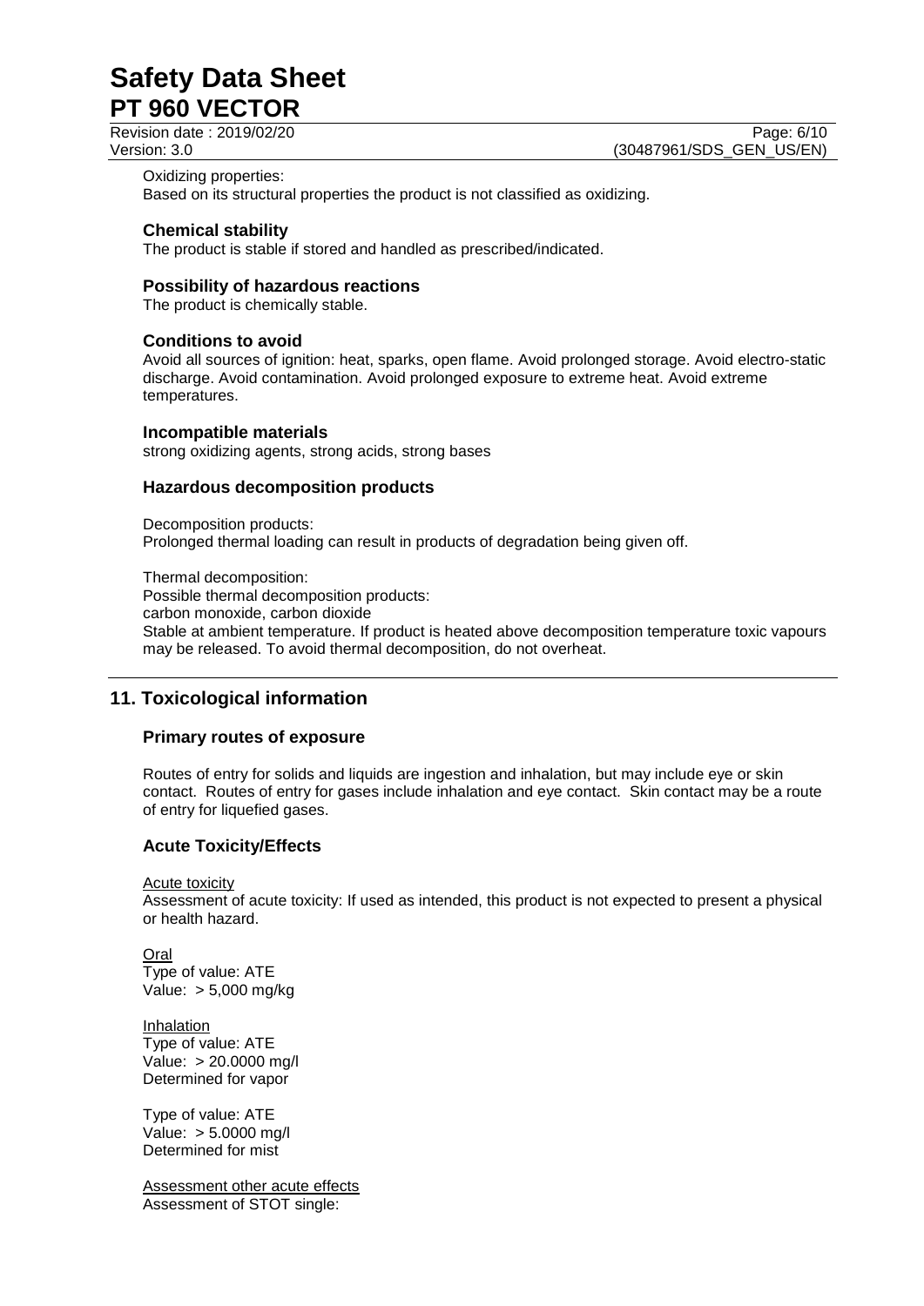Oxidizing properties:
Based on its structural properties the product is not classified as oxidizing.

### Chemical stability

The product is stable if stored and handled as prescribed/indicated.

### Possibility of hazardous reactions

The product is chemically stable.

### Conditions to avoid

Avoid all sources of ignition: heat, sparks, open flame. Avoid prolonged storage. Avoid electro-static discharge. Avoid contamination. Avoid prolonged exposure to extreme heat. Avoid extreme temperatures.

### Incompatible materials

strong oxidizing agents, strong acids, strong bases

### Hazardous decomposition products

Decomposition products:
Prolonged thermal loading can result in products of degradation being given off.

Thermal decomposition:
Possible thermal decomposition products:
carbon monoxide, carbon dioxide
Stable at ambient temperature. If product is heated above decomposition temperature toxic vapours may be released. To avoid thermal decomposition, do not overheat.

## 11. Toxicological information

### Primary routes of exposure

Routes of entry for solids and liquids are ingestion and inhalation, but may include eye or skin contact. Routes of entry for gases include inhalation and eye contact. Skin contact may be a route of entry for liquefied gases.

### Acute Toxicity/Effects

Acute toxicity
Assessment of acute toxicity: If used as intended, this product is not expected to present a physical or health hazard.

Oral
Type of value: ATE
Value: > 5,000 mg/kg

Inhalation
Type of value: ATE
Value: > 20.0000 mg/l
Determined for vapor

Type of value: ATE
Value: > 5.0000 mg/l
Determined for mist

Assessment other acute effects
Assessment of STOT single: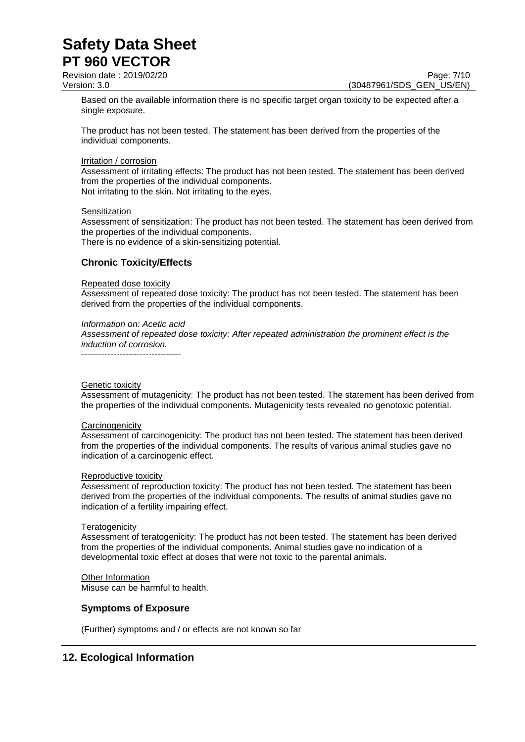Based on the available information there is no specific target organ toxicity to be expected after a single exposure.

The product has not been tested. The statement has been derived from the properties of the individual components.

Irritation / corrosion

Assessment of irritating effects: The product has not been tested. The statement has been derived from the properties of the individual components.
Not irritating to the skin. Not irritating to the eyes.

Sensitization

Assessment of sensitization: The product has not been tested. The statement has been derived from the properties of the individual components.
There is no evidence of a skin-sensitizing potential.

### Chronic Toxicity/Effects

Repeated dose toxicity

Assessment of repeated dose toxicity: The product has not been tested. The statement has been derived from the properties of the individual components.

*Information on: Acetic acid*
*Assessment of repeated dose toxicity: After repeated administration the prominent effect is the induction of corrosion.*
----------------------------------

Genetic toxicity

Assessment of mutagenicity: The product has not been tested. The statement has been derived from the properties of the individual components. Mutagenicity tests revealed no genotoxic potential.

Carcinogenicity

Assessment of carcinogenicity: The product has not been tested. The statement has been derived from the properties of the individual components. The results of various animal studies gave no indication of a carcinogenic effect.

Reproductive toxicity

Assessment of reproduction toxicity: The product has not been tested. The statement has been derived from the properties of the individual components. The results of animal studies gave no indication of a fertility impairing effect.

Teratogenicity

Assessment of teratogenicity: The product has not been tested. The statement has been derived from the properties of the individual components. Animal studies gave no indication of a developmental toxic effect at doses that were not toxic to the parental animals.

Other Information

Misuse can be harmful to health.

### Symptoms of Exposure

(Further) symptoms and / or effects are not known so far

## 12. Ecological Information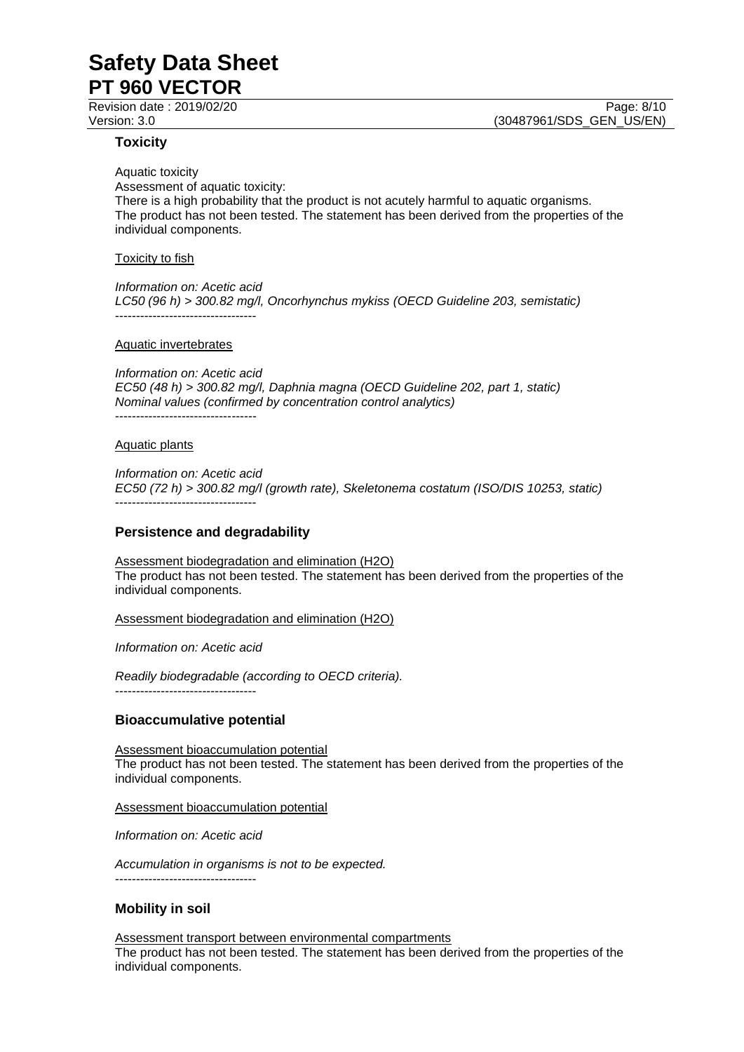### Toxicity

Aquatic toxicity
Assessment of aquatic toxicity:
There is a high probability that the product is not acutely harmful to aquatic organisms.
The product has not been tested. The statement has been derived from the properties of the individual components.

Toxicity to fish

*Information on: Acetic acid*
*LC50 (96 h) > 300.82 mg/l, Oncorhynchus mykiss (OECD Guideline 203, semistatic)*
----------------------------------

Aquatic invertebrates

*Information on: Acetic acid*
*EC50 (48 h) > 300.82 mg/l, Daphnia magna (OECD Guideline 202, part 1, static)*
*Nominal values (confirmed by concentration control analytics)*
----------------------------------

Aquatic plants

*Information on: Acetic acid*
*EC50 (72 h) > 300.82 mg/l (growth rate), Skeletonema costatum (ISO/DIS 10253, static)*
----------------------------------

### Persistence and degradability

Assessment biodegradation and elimination (H2O)
The product has not been tested. The statement has been derived from the properties of the individual components.

Assessment biodegradation and elimination (H2O)

*Information on: Acetic acid*

*Readily biodegradable (according to OECD criteria).*
----------------------------------

### Bioaccumulative potential

Assessment bioaccumulation potential
The product has not been tested. The statement has been derived from the properties of the individual components.

Assessment bioaccumulation potential

*Information on: Acetic acid*

*Accumulation in organisms is not to be expected.*
----------------------------------

### Mobility in soil

Assessment transport between environmental compartments
The product has not been tested. The statement has been derived from the properties of the individual components.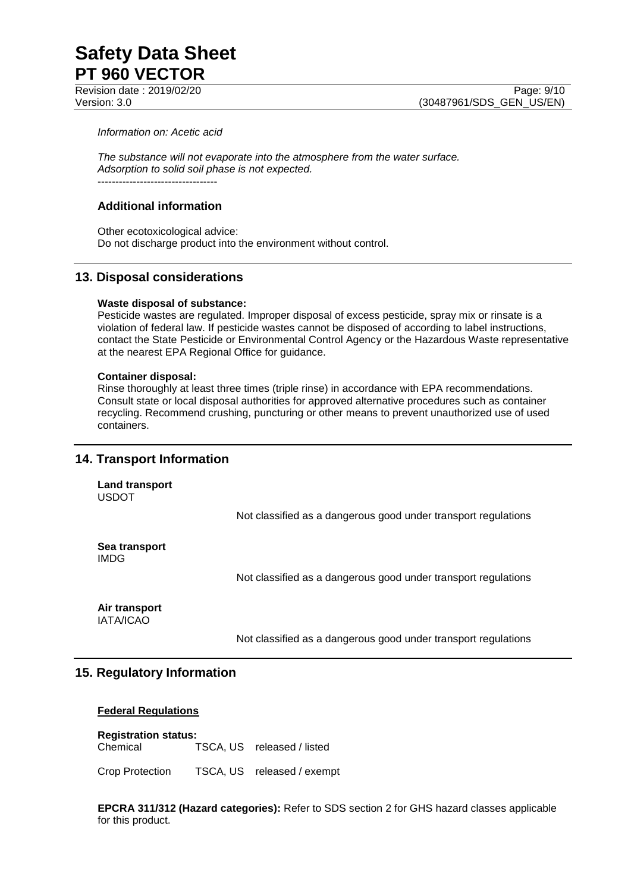*Information on: Acetic acid*

*The substance will not evaporate into the atmosphere from the water surface.*
*Adsorption to solid soil phase is not expected.*
----------------------------------

### Additional information

Other ecotoxicological advice:
Do not discharge product into the environment without control.

## 13. Disposal considerations

**Waste disposal of substance:**
Pesticide wastes are regulated. Improper disposal of excess pesticide, spray mix or rinsate is a violation of federal law. If pesticide wastes cannot be disposed of according to label instructions, contact the State Pesticide or Environmental Control Agency or the Hazardous Waste representative at the nearest EPA Regional Office for guidance.

**Container disposal:**
Rinse thoroughly at least three times (triple rinse) in accordance with EPA recommendations. Consult state or local disposal authorities for approved alternative procedures such as container recycling. Recommend crushing, puncturing or other means to prevent unauthorized use of used containers.

## 14. Transport Information

**Land transport**
USDOT

Not classified as a dangerous good under transport regulations

**Sea transport**
IMDG

Not classified as a dangerous good under transport regulations

**Air transport**
IATA/ICAO

Not classified as a dangerous good under transport regulations

## 15. Regulatory Information

**Federal Regulations**

**Registration status:**

| | | |
|---|---|---|
| Chemical | TSCA, US | released / listed |
| Crop Protection | TSCA, US | released / exempt |

**EPCRA 311/312 (Hazard categories):** Refer to SDS section 2 for GHS hazard classes applicable for this product.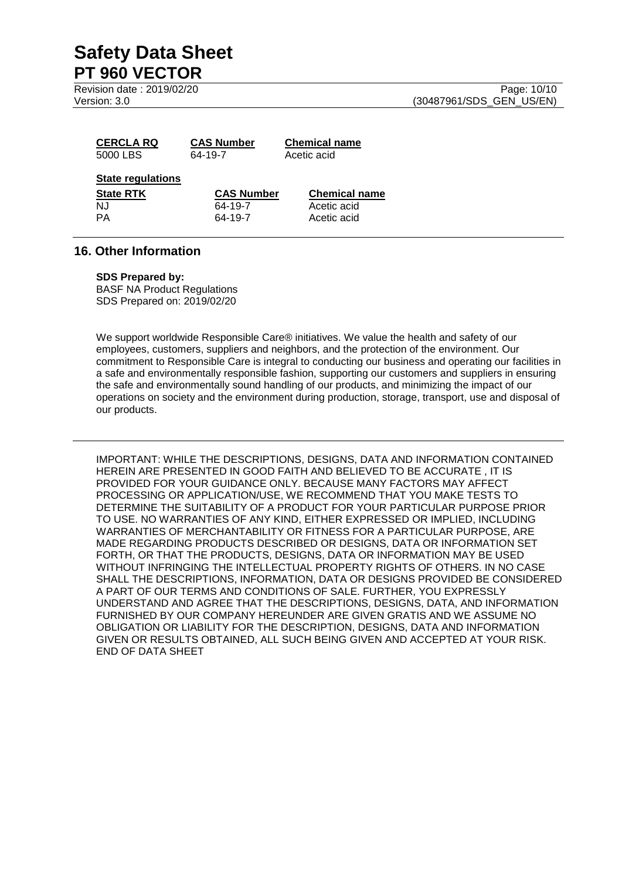| CERCLA RQ | CAS Number | Chemical name |
| --- | --- | --- |
| 5000 LBS | 64-19-7 | Acetic acid |

**State regulations**

| State RTK | CAS Number | Chemical name |
| --- | --- | --- |
| NJ | 64-19-7 | Acetic acid |
| PA | 64-19-7 | Acetic acid |

## 16. Other Information

**SDS Prepared by:**
BASF NA Product Regulations
SDS Prepared on: 2019/02/20

We support worldwide Responsible Care® initiatives. We value the health and safety of our employees, customers, suppliers and neighbors, and the protection of the environment. Our commitment to Responsible Care is integral to conducting our business and operating our facilities in a safe and environmentally responsible fashion, supporting our customers and suppliers in ensuring the safe and environmentally sound handling of our products, and minimizing the impact of our operations on society and the environment during production, storage, transport, use and disposal of our products.

---

IMPORTANT: WHILE THE DESCRIPTIONS, DESIGNS, DATA AND INFORMATION CONTAINED HEREIN ARE PRESENTED IN GOOD FAITH AND BELIEVED TO BE ACCURATE , IT IS PROVIDED FOR YOUR GUIDANCE ONLY. BECAUSE MANY FACTORS MAY AFFECT PROCESSING OR APPLICATION/USE, WE RECOMMEND THAT YOU MAKE TESTS TO DETERMINE THE SUITABILITY OF A PRODUCT FOR YOUR PARTICULAR PURPOSE PRIOR TO USE. NO WARRANTIES OF ANY KIND, EITHER EXPRESSED OR IMPLIED, INCLUDING WARRANTIES OF MERCHANTABILITY OR FITNESS FOR A PARTICULAR PURPOSE, ARE MADE REGARDING PRODUCTS DESCRIBED OR DESIGNS, DATA OR INFORMATION SET FORTH, OR THAT THE PRODUCTS, DESIGNS, DATA OR INFORMATION MAY BE USED WITHOUT INFRINGING THE INTELLECTUAL PROPERTY RIGHTS OF OTHERS. IN NO CASE SHALL THE DESCRIPTIONS, INFORMATION, DATA OR DESIGNS PROVIDED BE CONSIDERED A PART OF OUR TERMS AND CONDITIONS OF SALE. FURTHER, YOU EXPRESSLY UNDERSTAND AND AGREE THAT THE DESCRIPTIONS, DESIGNS, DATA, AND INFORMATION FURNISHED BY OUR COMPANY HEREUNDER ARE GIVEN GRATIS AND WE ASSUME NO OBLIGATION OR LIABILITY FOR THE DESCRIPTION, DESIGNS, DATA AND INFORMATION GIVEN OR RESULTS OBTAINED, ALL SUCH BEING GIVEN AND ACCEPTED AT YOUR RISK.
END OF DATA SHEET